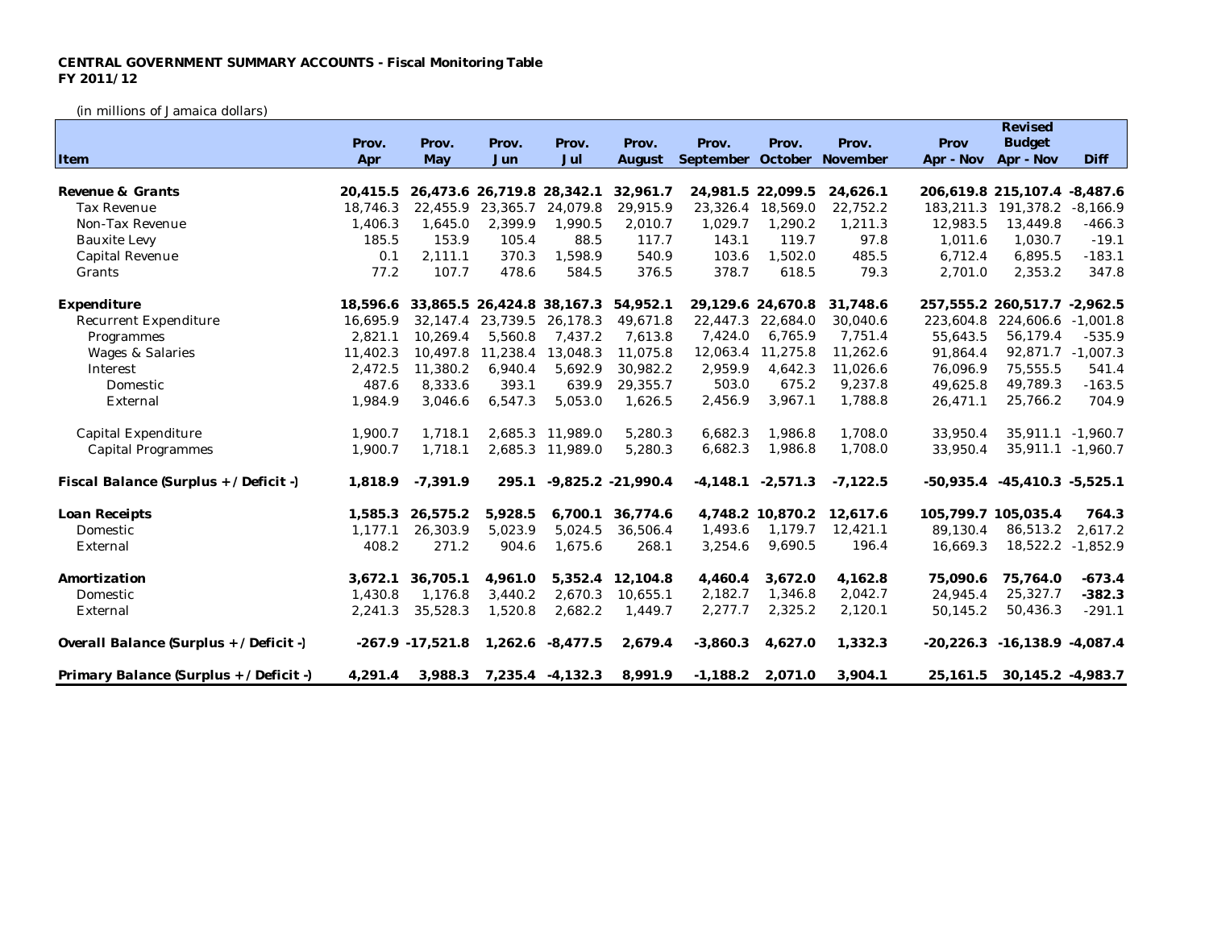**CENTRAL GOVERNMENT SUMMARY ACCOUNTS - Fiscal Monitoring Table**
**FY 2011/12**

(in millions of Jamaica dollars)

| Item | Prov. Apr | Prov. May | Prov. Jun | Prov. Jul | Prov. August | Prov. September | Prov. October | Prov. November | Prov Apr - Nov | Revised Budget Apr - Nov | Diff |
|---|---|---|---|---|---|---|---|---|---|---|---|
| **Revenue & Grants** | **20,415.5** | **26,473.6** | **26,719.8** | **28,342.1** | **32,961.7** | **24,981.5** | **22,099.5** | **24,626.1** | **206,619.8** | **215,107.4** | **-8,487.6** |
| Tax Revenue | 18,746.3 | 22,455.9 | 23,365.7 | 24,079.8 | 29,915.9 | 23,326.4 | 18,569.0 | 22,752.2 | 183,211.3 | 191,378.2 | -8,166.9 |
| Non-Tax Revenue | 1,406.3 | 1,645.0 | 2,399.9 | 1,990.5 | 2,010.7 | 1,029.7 | 1,290.2 | 1,211.3 | 12,983.5 | 13,449.8 | -466.3 |
| Bauxite Levy | 185.5 | 153.9 | 105.4 | 88.5 | 117.7 | 143.1 | 119.7 | 97.8 | 1,011.6 | 1,030.7 | -19.1 |
| Capital Revenue | 0.1 | 2,111.1 | 370.3 | 1,598.9 | 540.9 | 103.6 | 1,502.0 | 485.5 | 6,712.4 | 6,895.5 | -183.1 |
| Grants | 77.2 | 107.7 | 478.6 | 584.5 | 376.5 | 378.7 | 618.5 | 79.3 | 2,701.0 | 2,353.2 | 347.8 |
| **Expenditure** | **18,596.6** | **33,865.5** | **26,424.8** | **38,167.3** | **54,952.1** | **29,129.6** | **24,670.8** | **31,748.6** | **257,555.2** | **260,517.7** | **-2,962.5** |
| Recurrent Expenditure | 16,695.9 | 32,147.4 | 23,739.5 | 26,178.3 | 49,671.8 | 22,447.3 | 22,684.0 | 30,040.6 | 223,604.8 | 224,606.6 | -1,001.8 |
| Programmes | 2,821.1 | 10,269.4 | 5,560.8 | 7,437.2 | 7,613.8 | 7,424.0 | 6,765.9 | 7,751.4 | 55,643.5 | 56,179.4 | -535.9 |
| Wages & Salaries | 11,402.3 | 10,497.8 | 11,238.4 | 13,048.3 | 11,075.8 | 12,063.4 | 11,275.8 | 11,262.6 | 91,864.4 | 92,871.7 | -1,007.3 |
| Interest | 2,472.5 | 11,380.2 | 6,940.4 | 5,692.9 | 30,982.2 | 2,959.9 | 4,642.3 | 11,026.6 | 76,096.9 | 75,555.5 | 541.4 |
| Domestic | 487.6 | 8,333.6 | 393.1 | 639.9 | 29,355.7 | 503.0 | 675.2 | 9,237.8 | 49,625.8 | 49,789.3 | -163.5 |
| External | 1,984.9 | 3,046.6 | 6,547.3 | 5,053.0 | 1,626.5 | 2,456.9 | 3,967.1 | 1,788.8 | 26,471.1 | 25,766.2 | 704.9 |
| Capital Expenditure | 1,900.7 | 1,718.1 | 2,685.3 | 11,989.0 | 5,280.3 | 6,682.3 | 1,986.8 | 1,708.0 | 33,950.4 | 35,911.1 | -1,960.7 |
| Capital Programmes | 1,900.7 | 1,718.1 | 2,685.3 | 11,989.0 | 5,280.3 | 6,682.3 | 1,986.8 | 1,708.0 | 33,950.4 | 35,911.1 | -1,960.7 |
| **Fiscal Balance (Surplus + / Deficit -)** | **1,818.9** | **-7,391.9** | **295.1** | **-9,825.2** | **-21,990.4** | **-4,148.1** | **-2,571.3** | **-7,122.5** | **-50,935.4** | **-45,410.3** | **-5,525.1** |
| **Loan Receipts** | **1,585.3** | **26,575.2** | **5,928.5** | **6,700.1** | **36,774.6** | **4,748.2** | **10,870.2** | **12,617.6** | **105,799.7** | **105,035.4** | **764.3** |
| Domestic | 1,177.1 | 26,303.9 | 5,023.9 | 5,024.5 | 36,506.4 | 1,493.6 | 1,179.7 | 12,421.1 | 89,130.4 | 86,513.2 | 2,617.2 |
| External | 408.2 | 271.2 | 904.6 | 1,675.6 | 268.1 | 3,254.6 | 9,690.5 | 196.4 | 16,669.3 | 18,522.2 | -1,852.9 |
| **Amortization** | **3,672.1** | **36,705.1** | **4,961.0** | **5,352.4** | **12,104.8** | **4,460.4** | **3,672.0** | **4,162.8** | **75,090.6** | **75,764.0** | **-673.4** |
| Domestic | 1,430.8 | 1,176.8 | 3,440.2 | 2,670.3 | 10,655.1 | 2,182.7 | 1,346.8 | 2,042.7 | 24,945.4 | 25,327.7 | **-382.3** |
| External | 2,241.3 | 35,528.3 | 1,520.8 | 2,682.2 | 1,449.7 | 2,277.7 | 2,325.2 | 2,120.1 | 50,145.2 | 50,436.3 | -291.1 |
| **Overall Balance (Surplus + / Deficit -)** | **-267.9** | **-17,521.8** | **1,262.6** | **-8,477.5** | **2,679.4** | **-3,860.3** | **4,627.0** | **1,332.3** | **-20,226.3** | **-16,138.9** | **-4,087.4** |
| **Primary Balance (Surplus + / Deficit -)** | **4,291.4** | **3,988.3** | **7,235.4** | **-4,132.3** | **8,991.9** | **-1,188.2** | **2,071.0** | **3,904.1** | **25,161.5** | **30,145.2** | **-4,983.7** |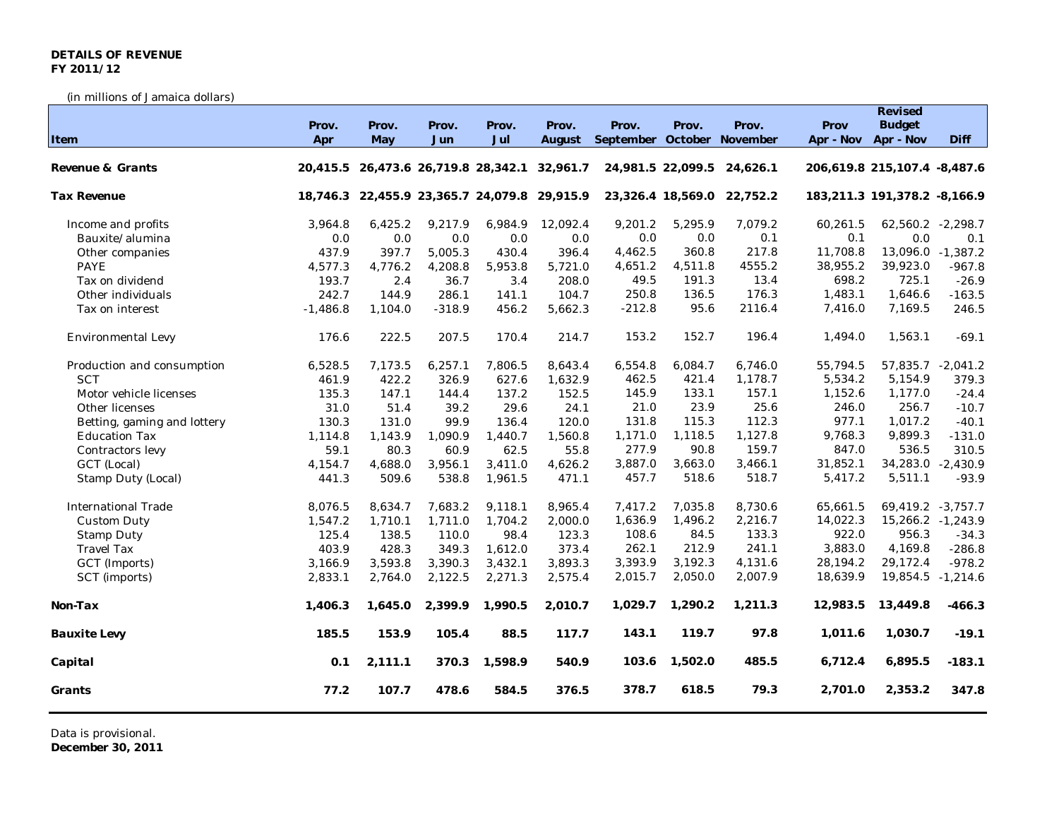**DETAILS OF REVENUE**
**FY 2011/12**

(in millions of Jamaica dollars)

| Item | Prov. Apr | Prov. May | Prov. Jun | Prov. Jul | Prov. August | Prov. September | Prov. October | Prov. November | Prov Apr - Nov | Revised Budget Apr - Nov | Diff |
|---|---|---|---|---|---|---|---|---|---|---|---|
| **Revenue & Grants** | **20,415.5** | **26,473.6** | **26,719.8** | **28,342.1** | **32,961.7** | **24,981.5** | **22,099.5** | **24,626.1** | **206,619.8** | **215,107.4** | **-8,487.6** |
| **Tax Revenue** | **18,746.3** | **22,455.9** | **23,365.7** | **24,079.8** | **29,915.9** | **23,326.4** | **18,569.0** | **22,752.2** | **183,211.3** | **191,378.2** | **-8,166.9** |
| Income and profits | 3,964.8 | 6,425.2 | 9,217.9 | 6,984.9 | 12,092.4 | 9,201.2 | 5,295.9 | 7,079.2 | 60,261.5 | 62,560.2 | -2,298.7 |
| Bauxite/alumina | 0.0 | 0.0 | 0.0 | 0.0 | 0.0 | 0.0 | 0.0 | 0.1 | 0.1 | 0.0 | 0.1 |
| Other companies | 437.9 | 397.7 | 5,005.3 | 430.4 | 396.4 | 4,462.5 | 360.8 | 217.8 | 11,708.8 | 13,096.0 | -1,387.2 |
| PAYE | 4,577.3 | 4,776.2 | 4,208.8 | 5,953.8 | 5,721.0 | 4,651.2 | 4,511.8 | 4555.2 | 38,955.2 | 39,923.0 | -967.8 |
| Tax on dividend | 193.7 | 2.4 | 36.7 | 3.4 | 208.0 | 49.5 | 191.3 | 13.4 | 698.2 | 725.1 | -26.9 |
| Other individuals | 242.7 | 144.9 | 286.1 | 141.1 | 104.7 | 250.8 | 136.5 | 176.3 | 1,483.1 | 1,646.6 | -163.5 |
| Tax on interest | -1,486.8 | 1,104.0 | -318.9 | 456.2 | 5,662.3 | -212.8 | 95.6 | 2116.4 | 7,416.0 | 7,169.5 | 246.5 |
| Environmental Levy | 176.6 | 222.5 | 207.5 | 170.4 | 214.7 | 153.2 | 152.7 | 196.4 | 1,494.0 | 1,563.1 | -69.1 |
| Production and consumption | 6,528.5 | 7,173.5 | 6,257.1 | 7,806.5 | 8,643.4 | 6,554.8 | 6,084.7 | 6,746.0 | 55,794.5 | 57,835.7 | -2,041.2 |
| SCT | 461.9 | 422.2 | 326.9 | 627.6 | 1,632.9 | 462.5 | 421.4 | 1,178.7 | 5,534.2 | 5,154.9 | 379.3 |
| Motor vehicle licenses | 135.3 | 147.1 | 144.4 | 137.2 | 152.5 | 145.9 | 133.1 | 157.1 | 1,152.6 | 1,177.0 | -24.4 |
| Other licenses | 31.0 | 51.4 | 39.2 | 29.6 | 24.1 | 21.0 | 23.9 | 25.6 | 246.0 | 256.7 | -10.7 |
| Betting, gaming and lottery | 130.3 | 131.0 | 99.9 | 136.4 | 120.0 | 131.8 | 115.3 | 112.3 | 977.1 | 1,017.2 | -40.1 |
| Education Tax | 1,114.8 | 1,143.9 | 1,090.9 | 1,440.7 | 1,560.8 | 1,171.0 | 1,118.5 | 1,127.8 | 9,768.3 | 9,899.3 | -131.0 |
| Contractors levy | 59.1 | 80.3 | 60.9 | 62.5 | 55.8 | 277.9 | 90.8 | 159.7 | 847.0 | 536.5 | 310.5 |
| GCT (Local) | 4,154.7 | 4,688.0 | 3,956.1 | 3,411.0 | 4,626.2 | 3,887.0 | 3,663.0 | 3,466.1 | 31,852.1 | 34,283.0 | -2,430.9 |
| Stamp Duty (Local) | 441.3 | 509.6 | 538.8 | 1,961.5 | 471.1 | 457.7 | 518.6 | 518.7 | 5,417.2 | 5,511.1 | -93.9 |
| International Trade | 8,076.5 | 8,634.7 | 7,683.2 | 9,118.1 | 8,965.4 | 7,417.2 | 7,035.8 | 8,730.6 | 65,661.5 | 69,419.2 | -3,757.7 |
| Custom Duty | 1,547.2 | 1,710.1 | 1,711.0 | 1,704.2 | 2,000.0 | 1,636.9 | 1,496.2 | 2,216.7 | 14,022.3 | 15,266.2 | -1,243.9 |
| Stamp Duty | 125.4 | 138.5 | 110.0 | 98.4 | 123.3 | 108.6 | 84.5 | 133.3 | 922.0 | 956.3 | -34.3 |
| Travel Tax | 403.9 | 428.3 | 349.3 | 1,612.0 | 373.4 | 262.1 | 212.9 | 241.1 | 3,883.0 | 4,169.8 | -286.8 |
| GCT (Imports) | 3,166.9 | 3,593.8 | 3,390.3 | 3,432.1 | 3,893.3 | 3,393.9 | 3,192.3 | 4,131.6 | 28,194.2 | 29,172.4 | -978.2 |
| SCT (imports) | 2,833.1 | 2,764.0 | 2,122.5 | 2,271.3 | 2,575.4 | 2,015.7 | 2,050.0 | 2,007.9 | 18,639.9 | 19,854.5 | -1,214.6 |
| **Non-Tax** | **1,406.3** | **1,645.0** | **2,399.9** | **1,990.5** | **2,010.7** | **1,029.7** | **1,290.2** | **1,211.3** | **12,983.5** | **13,449.8** | **-466.3** |
| **Bauxite Levy** | **185.5** | **153.9** | **105.4** | **88.5** | **117.7** | **143.1** | **119.7** | **97.8** | **1,011.6** | **1,030.7** | **-19.1** |
| **Capital** | **0.1** | **2,111.1** | **370.3** | **1,598.9** | **540.9** | **103.6** | **1,502.0** | **485.5** | **6,712.4** | **6,895.5** | **-183.1** |
| **Grants** | **77.2** | **107.7** | **478.6** | **584.5** | **376.5** | **378.7** | **618.5** | **79.3** | **2,701.0** | **2,353.2** | **347.8** |

Data is provisional.
**December 30, 2011**